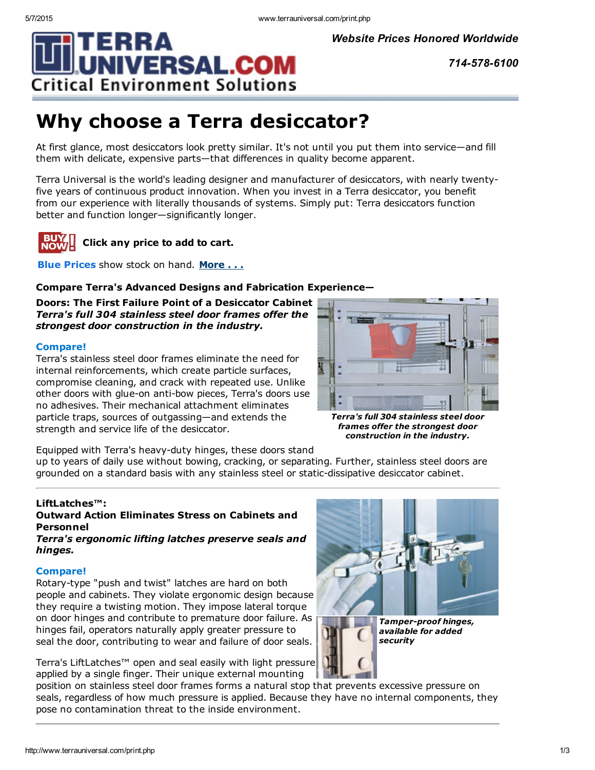**TERRA UNIVERSAL.COM**
**Critical Environment Solutions**

*Website Prices Honored Worldwide*

*714-578-6100*

# Why choose a Terra desiccator?

At first glance, most desiccators look pretty similar. It's not until you put them into service—and fill them with delicate, expensive parts—that differences in quality become apparent.

Terra Universal is the world's leading designer and manufacturer of desiccators, with nearly twenty-five years of continuous product innovation. When you invest in a Terra desiccator, you benefit from our experience with literally thousands of systems. Simply put: Terra desiccators function better and function longer—significantly longer.

**Click any price to add to cart.**

**Blue Prices** show stock on hand. **More . . .**

### Compare Terra's Advanced Designs and Fabrication Experience—

**Doors: The First Failure Point of a Desiccator Cabinet**
***Terra's full 304 stainless steel door frames offer the strongest door construction in the industry.***

**Compare!**
Terra's stainless steel door frames eliminate the need for internal reinforcements, which create particle surfaces, compromise cleaning, and crack with repeated use. Unlike other doors with glue-on anti-bow pieces, Terra's doors use no adhesives. Their mechanical attachment eliminates particle traps, sources of outgassing—and extends the strength and service life of the desiccator.

***Terra's full 304 stainless steel door frames offer the strongest door construction in the industry.***

Equipped with Terra's heavy-duty hinges, these doors stand up to years of daily use without bowing, cracking, or separating. Further, stainless steel doors are grounded on a standard basis with any stainless steel or static-dissipative desiccator cabinet.

---

**LiftLatches™:**
**Outward Action Eliminates Stress on Cabinets and Personnel**
***Terra's ergonomic lifting latches preserve seals and hinges.***

**Compare!**
Rotary-type "push and twist" latches are hard on both people and cabinets. They violate ergonomic design because they require a twisting motion. They impose lateral torque on door hinges and contribute to premature door failure. As hinges fail, operators naturally apply greater pressure to seal the door, contributing to wear and failure of door seals.

***Tamper-proof hinges, available for added security***

Terra's LiftLatches™ open and seal easily with light pressure applied by a single finger. Their unique external mounting position on stainless steel door frames forms a natural stop that prevents excessive pressure on seals, regardless of how much pressure is applied. Because they have no internal components, they pose no contamination threat to the inside environment.

---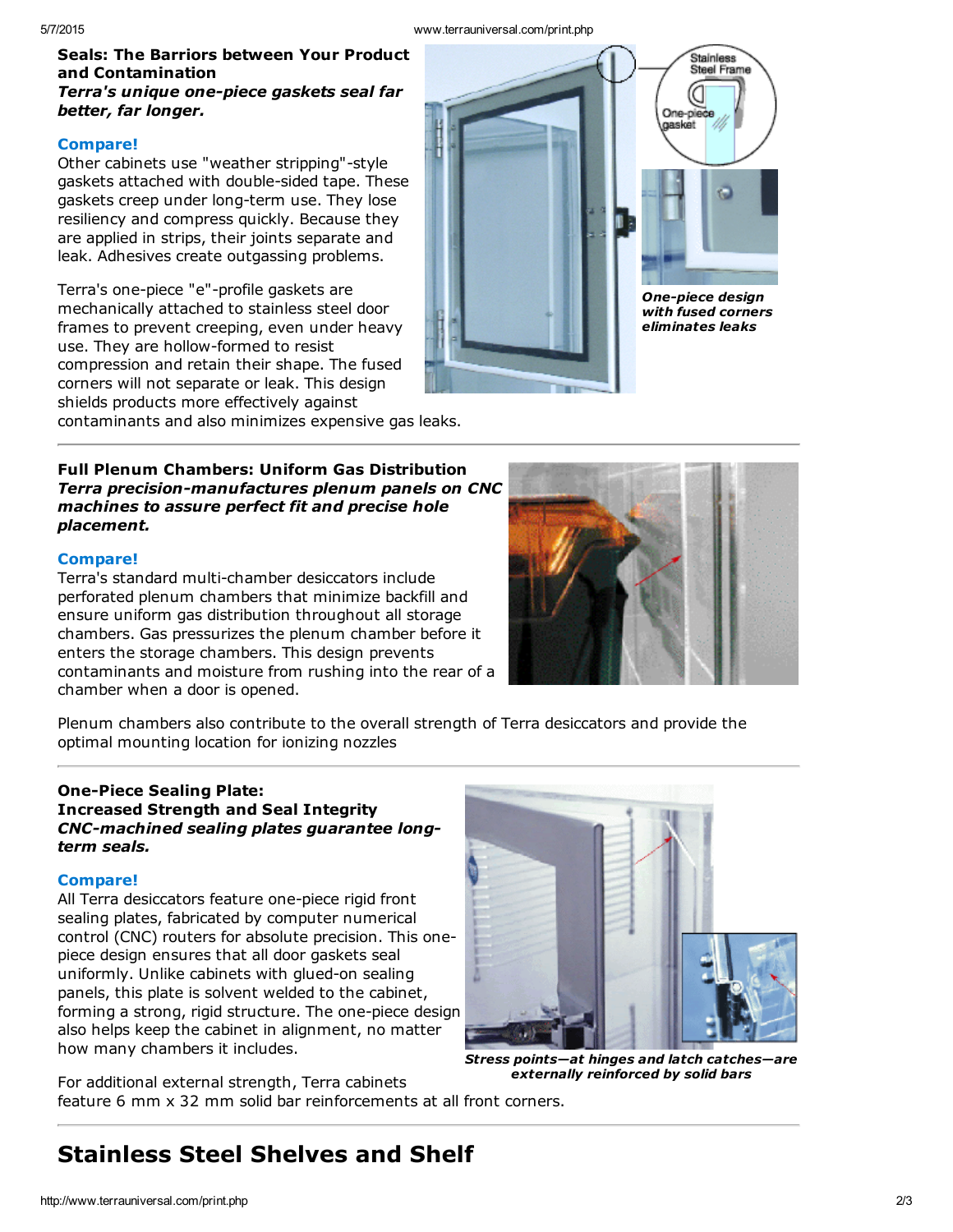**Seals: The Barriors between Your Product and Contamination**
***Terra's unique one-piece gaskets seal far better, far longer.***

**Compare!**
Other cabinets use "weather stripping"-style gaskets attached with double-sided tape. These gaskets creep under long-term use. They lose resiliency and compress quickly. Because they are applied in strips, their joints separate and leak. Adhesives create outgassing problems.

Terra's one-piece "e"-profile gaskets are mechanically attached to stainless steel door frames to prevent creeping, even under heavy use. They are hollow-formed to resist compression and retain their shape. The fused corners will not separate or leak. This design shields products more effectively against contaminants and also minimizes expensive gas leaks.

***One-piece design with fused corners eliminates leaks***

---

**Full Plenum Chambers: Uniform Gas Distribution**
***Terra precision-manufactures plenum panels on CNC machines to assure perfect fit and precise hole placement.***

**Compare!**
Terra's standard multi-chamber desiccators include perforated plenum chambers that minimize backfill and ensure uniform gas distribution throughout all storage chambers. Gas pressurizes the plenum chamber before it enters the storage chambers. This design prevents contaminants and moisture from rushing into the rear of a chamber when a door is opened.

Plenum chambers also contribute to the overall strength of Terra desiccators and provide the optimal mounting location for ionizing nozzles

---

**One-Piece Sealing Plate:**
**Increased Strength and Seal Integrity**
***CNC-machined sealing plates guarantee long-term seals.***

**Compare!**
All Terra desiccators feature one-piece rigid front sealing plates, fabricated by computer numerical control (CNC) routers for absolute precision. This one-piece design ensures that all door gaskets seal uniformly. Unlike cabinets with glued-on sealing panels, this plate is solvent welded to the cabinet, forming a strong, rigid structure. The one-piece design also helps keep the cabinet in alignment, no matter how many chambers it includes.

***Stress points—at hinges and latch catches—are externally reinforced by solid bars***

For additional external strength, Terra cabinets feature 6 mm x 32 mm solid bar reinforcements at all front corners.

---

# Stainless Steel Shelves and Shelf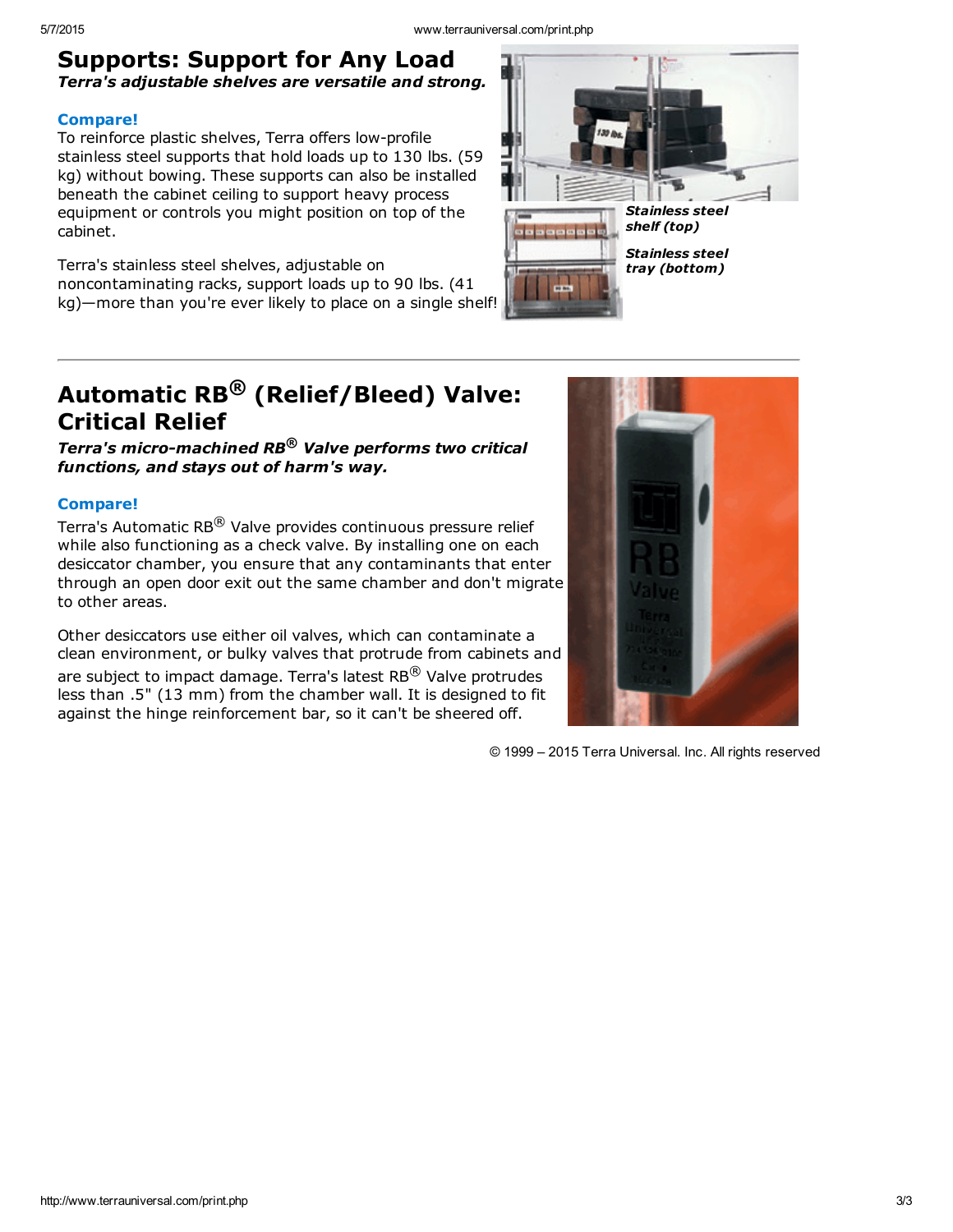## Supports: Support for Any Load

***Terra's adjustable shelves are versatile and strong.***

**Compare!**

To reinforce plastic shelves, Terra offers low-profile stainless steel supports that hold loads up to 130 lbs. (59 kg) without bowing. These supports can also be installed beneath the cabinet ceiling to support heavy process equipment or controls you might position on top of the cabinet.

Terra's stainless steel shelves, adjustable on noncontaminating racks, support loads up to 90 lbs. (41 kg)—more than you're ever likely to place on a single shelf!

***Stainless steel shelf (top)***

***Stainless steel tray (bottom)***

---

## Automatic RB® (Relief/Bleed) Valve: Critical Relief

***Terra's micro-machined RB® Valve performs two critical functions, and stays out of harm's way.***

**Compare!**

Terra's Automatic RB® Valve provides continuous pressure relief while also functioning as a check valve. By installing one on each desiccator chamber, you ensure that any contaminants that enter through an open door exit out the same chamber and don't migrate to other areas.

Other desiccators use either oil valves, which can contaminate a clean environment, or bulky valves that protrude from cabinets and are subject to impact damage. Terra's latest RB® Valve protrudes less than .5" (13 mm) from the chamber wall. It is designed to fit against the hinge reinforcement bar, so it can't be sheered off.

© 1999 – 2015 Terra Universal. Inc. All rights reserved